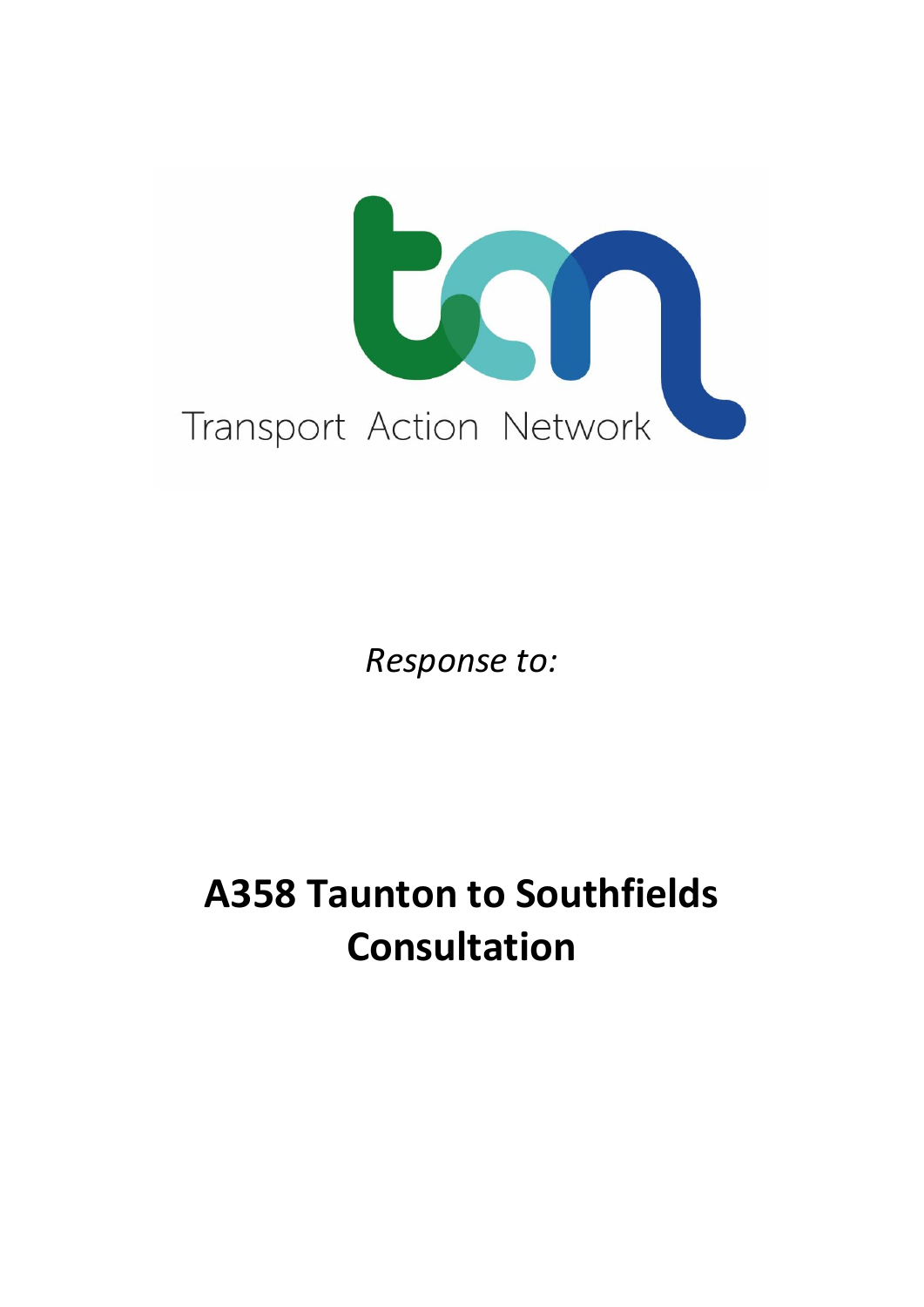Transport Action Network

*Response to:*

# A358 Taunton to Southfields Consultation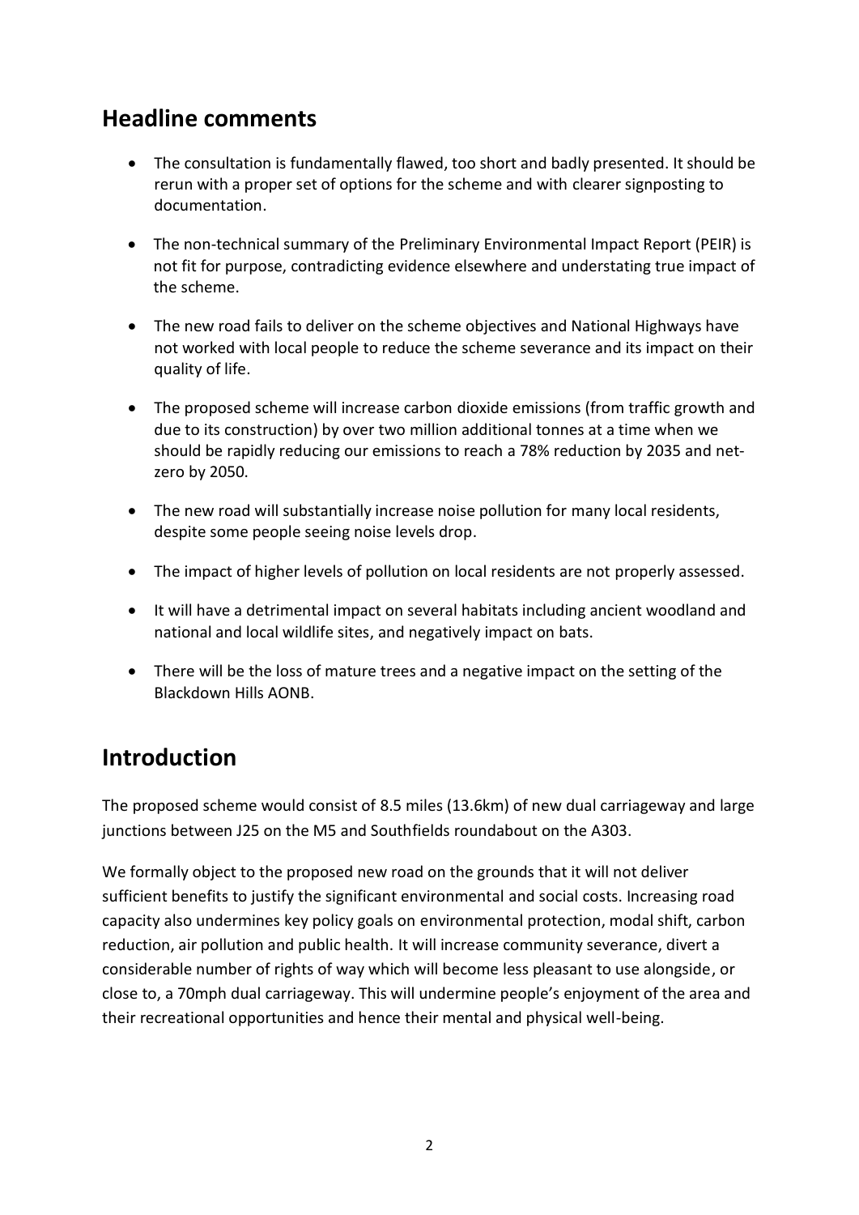## Headline comments

- The consultation is fundamentally flawed, too short and badly presented. It should be rerun with a proper set of options for the scheme and with clearer signposting to documentation.
- The non-technical summary of the Preliminary Environmental Impact Report (PEIR) is not fit for purpose, contradicting evidence elsewhere and understating true impact of the scheme.
- The new road fails to deliver on the scheme objectives and National Highways have not worked with local people to reduce the scheme severance and its impact on their quality of life.
- The proposed scheme will increase carbon dioxide emissions (from traffic growth and due to its construction) by over two million additional tonnes at a time when we should be rapidly reducing our emissions to reach a 78% reduction by 2035 and net-zero by 2050.
- The new road will substantially increase noise pollution for many local residents, despite some people seeing noise levels drop.
- The impact of higher levels of pollution on local residents are not properly assessed.
- It will have a detrimental impact on several habitats including ancient woodland and national and local wildlife sites, and negatively impact on bats.
- There will be the loss of mature trees and a negative impact on the setting of the Blackdown Hills AONB.

## Introduction

The proposed scheme would consist of 8.5 miles (13.6km) of new dual carriageway and large junctions between J25 on the M5 and Southfields roundabout on the A303.

We formally object to the proposed new road on the grounds that it will not deliver sufficient benefits to justify the significant environmental and social costs. Increasing road capacity also undermines key policy goals on environmental protection, modal shift, carbon reduction, air pollution and public health. It will increase community severance, divert a considerable number of rights of way which will become less pleasant to use alongside, or close to, a 70mph dual carriageway. This will undermine people's enjoyment of the area and their recreational opportunities and hence their mental and physical well-being.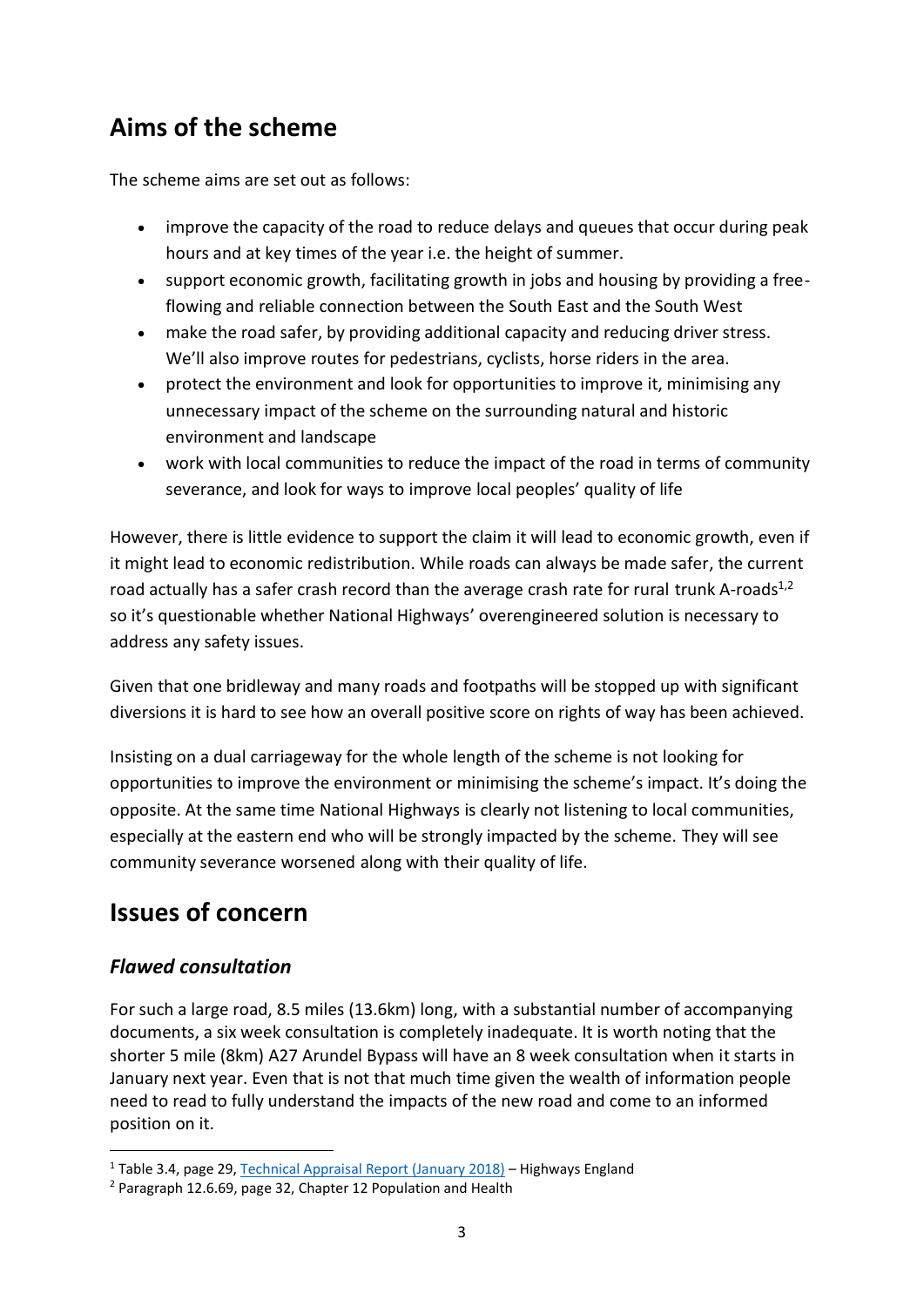## Aims of the scheme

The scheme aims are set out as follows:

- improve the capacity of the road to reduce delays and queues that occur during peak hours and at key times of the year i.e. the height of summer.
- support economic growth, facilitating growth in jobs and housing by providing a free-flowing and reliable connection between the South East and the South West
- make the road safer, by providing additional capacity and reducing driver stress. We'll also improve routes for pedestrians, cyclists, horse riders in the area.
- protect the environment and look for opportunities to improve it, minimising any unnecessary impact of the scheme on the surrounding natural and historic environment and landscape
- work with local communities to reduce the impact of the road in terms of community severance, and look for ways to improve local peoples' quality of life

However, there is little evidence to support the claim it will lead to economic growth, even if it might lead to economic redistribution. While roads can always be made safer, the current road actually has a safer crash record than the average crash rate for rural trunk A-roads[1,2] so it's questionable whether National Highways' overengineered solution is necessary to address any safety issues.

Given that one bridleway and many roads and footpaths will be stopped up with significant diversions it is hard to see how an overall positive score on rights of way has been achieved.

Insisting on a dual carriageway for the whole length of the scheme is not looking for opportunities to improve the environment or minimising the scheme's impact. It's doing the opposite. At the same time National Highways is clearly not listening to local communities, especially at the eastern end who will be strongly impacted by the scheme. They will see community severance worsened along with their quality of life.

## Issues of concern

### *Flawed consultation*

For such a large road, 8.5 miles (13.6km) long, with a substantial number of accompanying documents, a six week consultation is completely inadequate. It is worth noting that the shorter 5 mile (8km) A27 Arundel Bypass will have an 8 week consultation when it starts in January next year. Even that is not that much time given the wealth of information people need to read to fully understand the impacts of the new road and come to an informed position on it.

---

[1] Table 3.4, page 29, Technical Appraisal Report (January 2018) – Highways England

[2] Paragraph 12.6.69, page 32, Chapter 12 Population and Health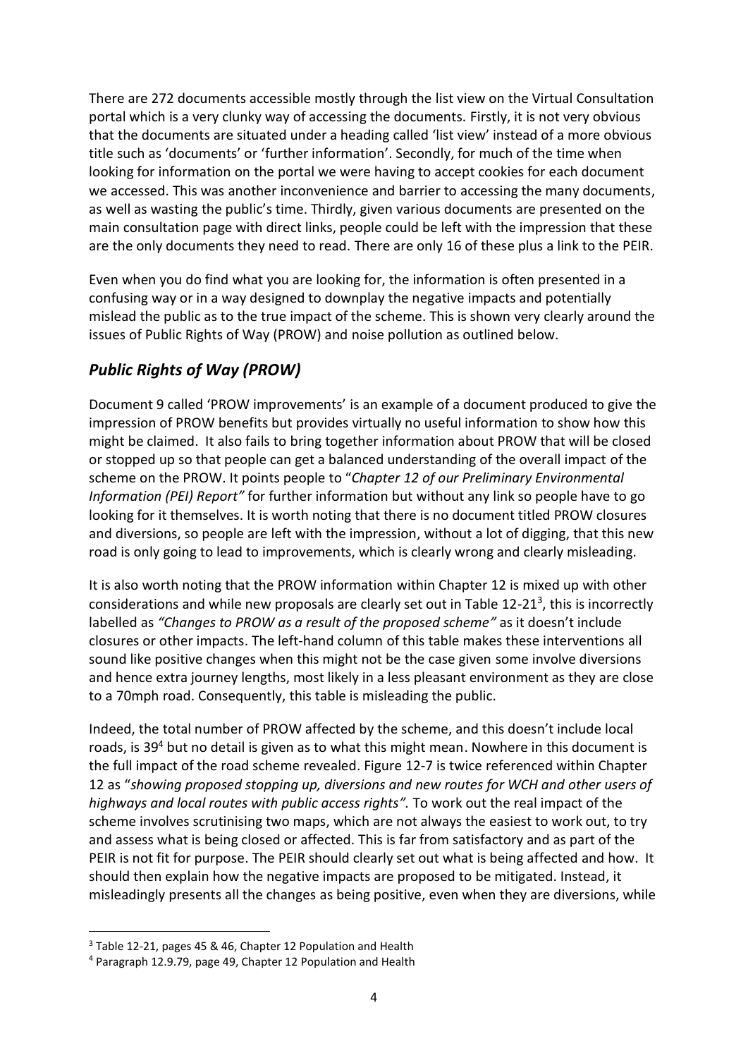There are 272 documents accessible mostly through the list view on the Virtual Consultation portal which is a very clunky way of accessing the documents. Firstly, it is not very obvious that the documents are situated under a heading called 'list view' instead of a more obvious title such as 'documents' or 'further information'. Secondly, for much of the time when looking for information on the portal we were having to accept cookies for each document we accessed. This was another inconvenience and barrier to accessing the many documents, as well as wasting the public's time. Thirdly, given various documents are presented on the main consultation page with direct links, people could be left with the impression that these are the only documents they need to read. There are only 16 of these plus a link to the PEIR.

Even when you do find what you are looking for, the information is often presented in a confusing way or in a way designed to downplay the negative impacts and potentially mislead the public as to the true impact of the scheme. This is shown very clearly around the issues of Public Rights of Way (PROW) and noise pollution as outlined below.

## *Public Rights of Way (PROW)*

Document 9 called 'PROW improvements' is an example of a document produced to give the impression of PROW benefits but provides virtually no useful information to show how this might be claimed. It also fails to bring together information about PROW that will be closed or stopped up so that people can get a balanced understanding of the overall impact of the scheme on the PROW. It points people to "*Chapter 12 of our Preliminary Environmental Information (PEI) Report"* for further information but without any link so people have to go looking for it themselves. It is worth noting that there is no document titled PROW closures and diversions, so people are left with the impression, without a lot of digging, that this new road is only going to lead to improvements, which is clearly wrong and clearly misleading.

It is also worth noting that the PROW information within Chapter 12 is mixed up with other considerations and while new proposals are clearly set out in Table 12-21[3], this is incorrectly labelled as *"Changes to PROW as a result of the proposed scheme"* as it doesn't include closures or other impacts. The left-hand column of this table makes these interventions all sound like positive changes when this might not be the case given some involve diversions and hence extra journey lengths, most likely in a less pleasant environment as they are close to a 70mph road. Consequently, this table is misleading the public.

Indeed, the total number of PROW affected by the scheme, and this doesn't include local roads, is 39[4] but no detail is given as to what this might mean. Nowhere in this document is the full impact of the road scheme revealed. Figure 12-7 is twice referenced within Chapter 12 as "*showing proposed stopping up, diversions and new routes for WCH and other users of highways and local routes with public access rights".* To work out the real impact of the scheme involves scrutinising two maps, which are not always the easiest to work out, to try and assess what is being closed or affected. This is far from satisfactory and as part of the PEIR is not fit for purpose. The PEIR should clearly set out what is being affected and how. It should then explain how the negative impacts are proposed to be mitigated. Instead, it misleadingly presents all the changes as being positive, even when they are diversions, while

---

[3] Table 12-21, pages 45 & 46, Chapter 12 Population and Health

[4] Paragraph 12.9.79, page 49, Chapter 12 Population and Health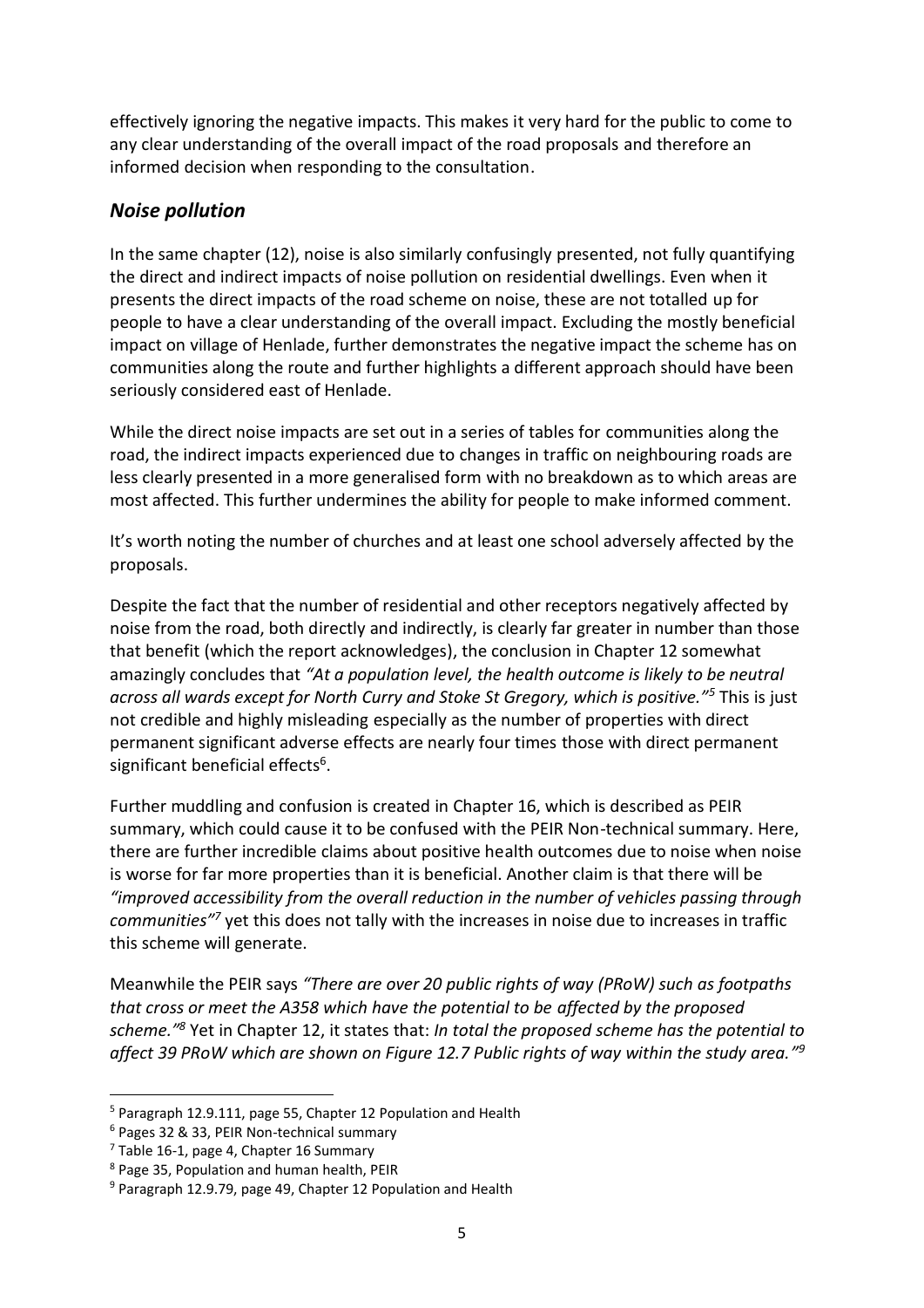effectively ignoring the negative impacts. This makes it very hard for the public to come to any clear understanding of the overall impact of the road proposals and therefore an informed decision when responding to the consultation.

### *Noise pollution*

In the same chapter (12), noise is also similarly confusingly presented, not fully quantifying the direct and indirect impacts of noise pollution on residential dwellings. Even when it presents the direct impacts of the road scheme on noise, these are not totalled up for people to have a clear understanding of the overall impact. Excluding the mostly beneficial impact on village of Henlade, further demonstrates the negative impact the scheme has on communities along the route and further highlights a different approach should have been seriously considered east of Henlade.

While the direct noise impacts are set out in a series of tables for communities along the road, the indirect impacts experienced due to changes in traffic on neighbouring roads are less clearly presented in a more generalised form with no breakdown as to which areas are most affected. This further undermines the ability for people to make informed comment.

It's worth noting the number of churches and at least one school adversely affected by the proposals.

Despite the fact that the number of residential and other receptors negatively affected by noise from the road, both directly and indirectly, is clearly far greater in number than those that benefit (which the report acknowledges), the conclusion in Chapter 12 somewhat amazingly concludes that *"At a population level, the health outcome is likely to be neutral across all wards except for North Curry and Stoke St Gregory, which is positive."*[5] This is just not credible and highly misleading especially as the number of properties with direct permanent significant adverse effects are nearly four times those with direct permanent significant beneficial effects[6].

Further muddling and confusion is created in Chapter 16, which is described as PEIR summary, which could cause it to be confused with the PEIR Non-technical summary. Here, there are further incredible claims about positive health outcomes due to noise when noise is worse for far more properties than it is beneficial. Another claim is that there will be *"improved accessibility from the overall reduction in the number of vehicles passing through communities"*[7] yet this does not tally with the increases in noise due to increases in traffic this scheme will generate.

Meanwhile the PEIR says *"There are over 20 public rights of way (PRoW) such as footpaths that cross or meet the A358 which have the potential to be affected by the proposed scheme."*[8] Yet in Chapter 12, it states that: *In total the proposed scheme has the potential to affect 39 PRoW which are shown on Figure 12.7 Public rights of way within the study area."*[9]

---

[5] Paragraph 12.9.111, page 55, Chapter 12 Population and Health

[6] Pages 32 & 33, PEIR Non-technical summary

[7] Table 16-1, page 4, Chapter 16 Summary

[8] Page 35, Population and human health, PEIR

[9] Paragraph 12.9.79, page 49, Chapter 12 Population and Health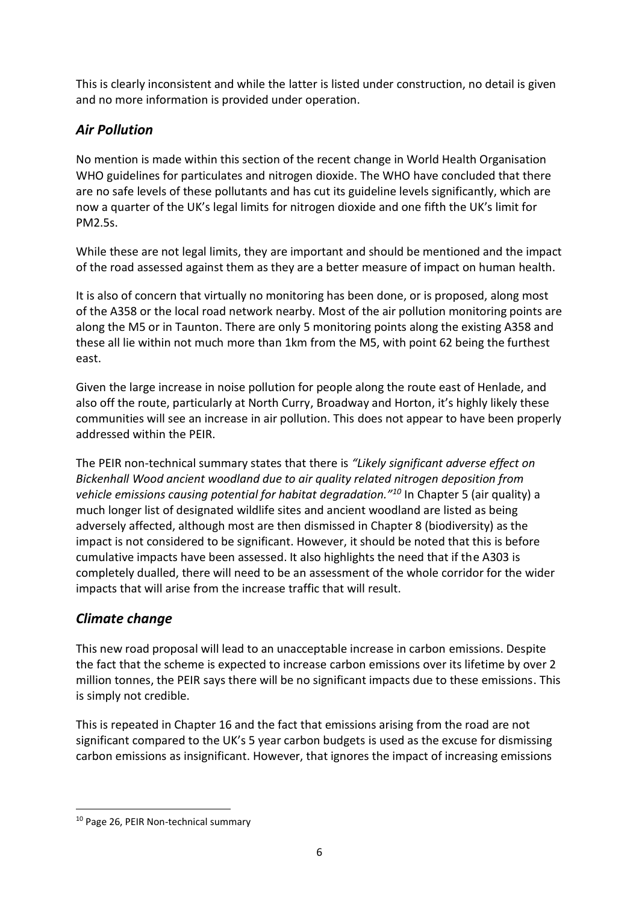This is clearly inconsistent and while the latter is listed under construction, no detail is given and no more information is provided under operation.

## *Air Pollution*

No mention is made within this section of the recent change in World Health Organisation WHO guidelines for particulates and nitrogen dioxide. The WHO have concluded that there are no safe levels of these pollutants and has cut its guideline levels significantly, which are now a quarter of the UK's legal limits for nitrogen dioxide and one fifth the UK's limit for PM2.5s.

While these are not legal limits, they are important and should be mentioned and the impact of the road assessed against them as they are a better measure of impact on human health.

It is also of concern that virtually no monitoring has been done, or is proposed, along most of the A358 or the local road network nearby. Most of the air pollution monitoring points are along the M5 or in Taunton. There are only 5 monitoring points along the existing A358 and these all lie within not much more than 1km from the M5, with point 62 being the furthest east.

Given the large increase in noise pollution for people along the route east of Henlade, and also off the route, particularly at North Curry, Broadway and Horton, it's highly likely these communities will see an increase in air pollution. This does not appear to have been properly addressed within the PEIR.

The PEIR non-technical summary states that there is *"Likely significant adverse effect on Bickenhall Wood ancient woodland due to air quality related nitrogen deposition from vehicle emissions causing potential for habitat degradation."*[10] In Chapter 5 (air quality) a much longer list of designated wildlife sites and ancient woodland are listed as being adversely affected, although most are then dismissed in Chapter 8 (biodiversity) as the impact is not considered to be significant. However, it should be noted that this is before cumulative impacts have been assessed. It also highlights the need that if the A303 is completely dualled, there will need to be an assessment of the whole corridor for the wider impacts that will arise from the increase traffic that will result.

## *Climate change*

This new road proposal will lead to an unacceptable increase in carbon emissions. Despite the fact that the scheme is expected to increase carbon emissions over its lifetime by over 2 million tonnes, the PEIR says there will be no significant impacts due to these emissions. This is simply not credible.

This is repeated in Chapter 16 and the fact that emissions arising from the road are not significant compared to the UK's 5 year carbon budgets is used as the excuse for dismissing carbon emissions as insignificant. However, that ignores the impact of increasing emissions

---

[10] Page 26, PEIR Non-technical summary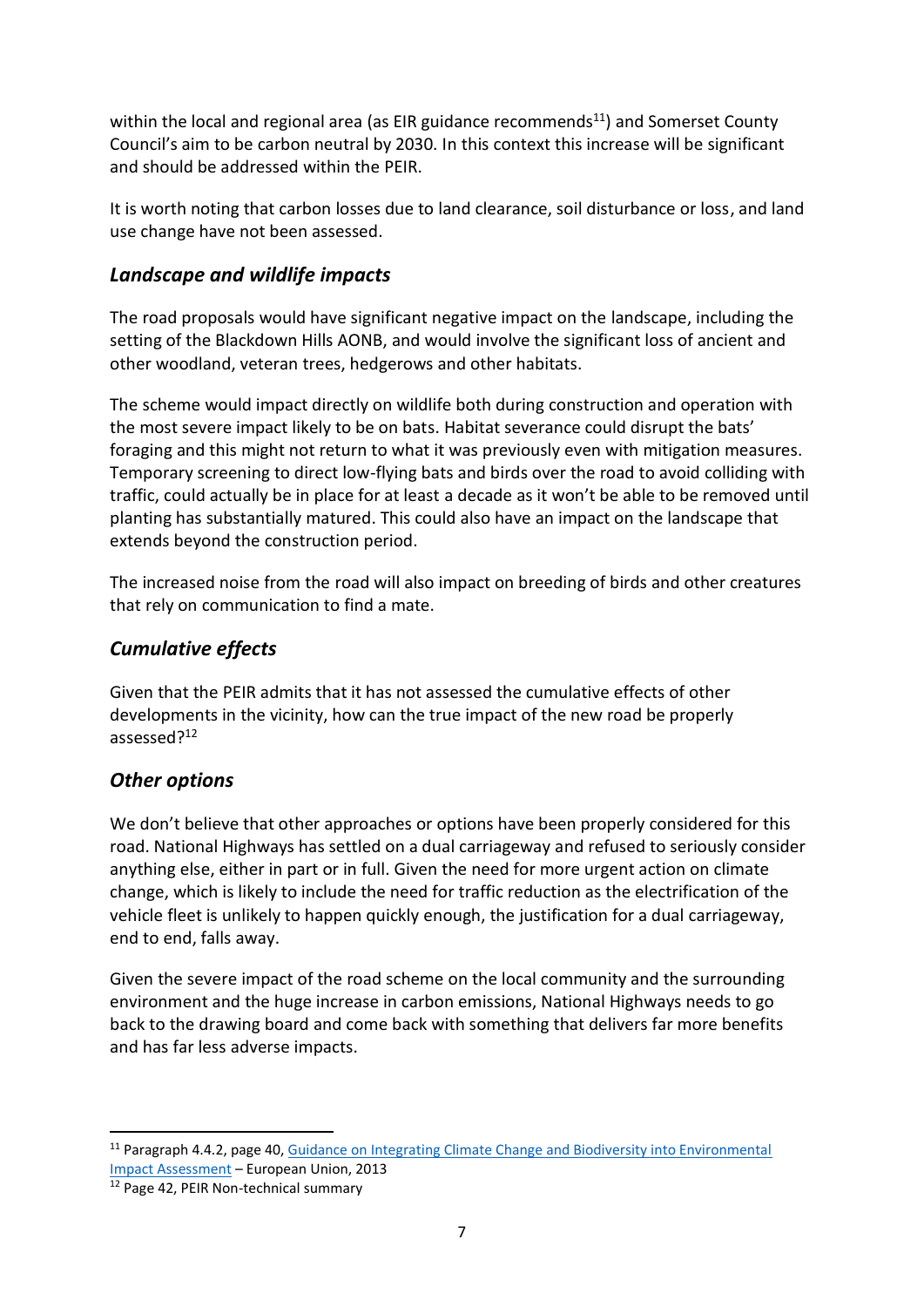within the local and regional area (as EIR guidance recommends[11]) and Somerset County Council's aim to be carbon neutral by 2030. In this context this increase will be significant and should be addressed within the PEIR.

It is worth noting that carbon losses due to land clearance, soil disturbance or loss, and land use change have not been assessed.

### *Landscape and wildlife impacts*

The road proposals would have significant negative impact on the landscape, including the setting of the Blackdown Hills AONB, and would involve the significant loss of ancient and other woodland, veteran trees, hedgerows and other habitats.

The scheme would impact directly on wildlife both during construction and operation with the most severe impact likely to be on bats. Habitat severance could disrupt the bats' foraging and this might not return to what it was previously even with mitigation measures. Temporary screening to direct low-flying bats and birds over the road to avoid colliding with traffic, could actually be in place for at least a decade as it won't be able to be removed until planting has substantially matured. This could also have an impact on the landscape that extends beyond the construction period.

The increased noise from the road will also impact on breeding of birds and other creatures that rely on communication to find a mate.

### *Cumulative effects*

Given that the PEIR admits that it has not assessed the cumulative effects of other developments in the vicinity, how can the true impact of the new road be properly assessed?[12]

### *Other options*

We don't believe that other approaches or options have been properly considered for this road. National Highways has settled on a dual carriageway and refused to seriously consider anything else, either in part or in full. Given the need for more urgent action on climate change, which is likely to include the need for traffic reduction as the electrification of the vehicle fleet is unlikely to happen quickly enough, the justification for a dual carriageway, end to end, falls away.

Given the severe impact of the road scheme on the local community and the surrounding environment and the huge increase in carbon emissions, National Highways needs to go back to the drawing board and come back with something that delivers far more benefits and has far less adverse impacts.

---

[11] Paragraph 4.4.2, page 40, Guidance on Integrating Climate Change and Biodiversity into Environmental Impact Assessment – European Union, 2013

[12] Page 42, PEIR Non-technical summary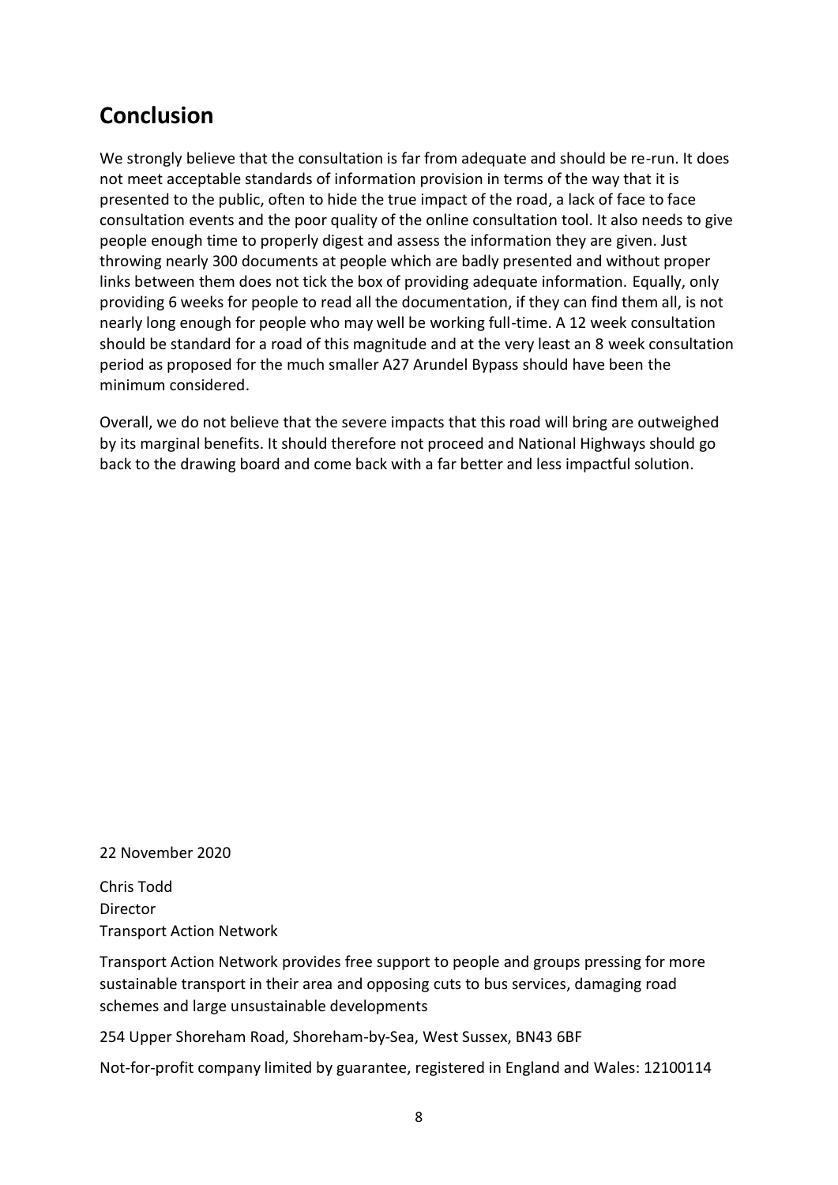## Conclusion

We strongly believe that the consultation is far from adequate and should be re-run. It does not meet acceptable standards of information provision in terms of the way that it is presented to the public, often to hide the true impact of the road, a lack of face to face consultation events and the poor quality of the online consultation tool. It also needs to give people enough time to properly digest and assess the information they are given. Just throwing nearly 300 documents at people which are badly presented and without proper links between them does not tick the box of providing adequate information. Equally, only providing 6 weeks for people to read all the documentation, if they can find them all, is not nearly long enough for people who may well be working full-time. A 12 week consultation should be standard for a road of this magnitude and at the very least an 8 week consultation period as proposed for the much smaller A27 Arundel Bypass should have been the minimum considered.

Overall, we do not believe that the severe impacts that this road will bring are outweighed by its marginal benefits. It should therefore not proceed and National Highways should go back to the drawing board and come back with a far better and less impactful solution.

22 November 2020

Chris Todd
Director
Transport Action Network

Transport Action Network provides free support to people and groups pressing for more sustainable transport in their area and opposing cuts to bus services, damaging road schemes and large unsustainable developments

254 Upper Shoreham Road, Shoreham-by-Sea, West Sussex, BN43 6BF

Not-for-profit company limited by guarantee, registered in England and Wales: 12100114